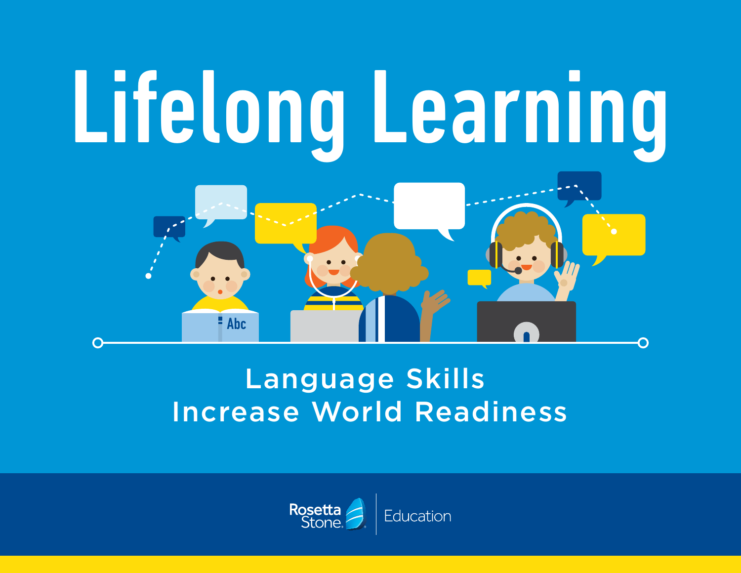# Lifelong Learning

## Language Skills Increase World Readiness

Rosetta Stone | Education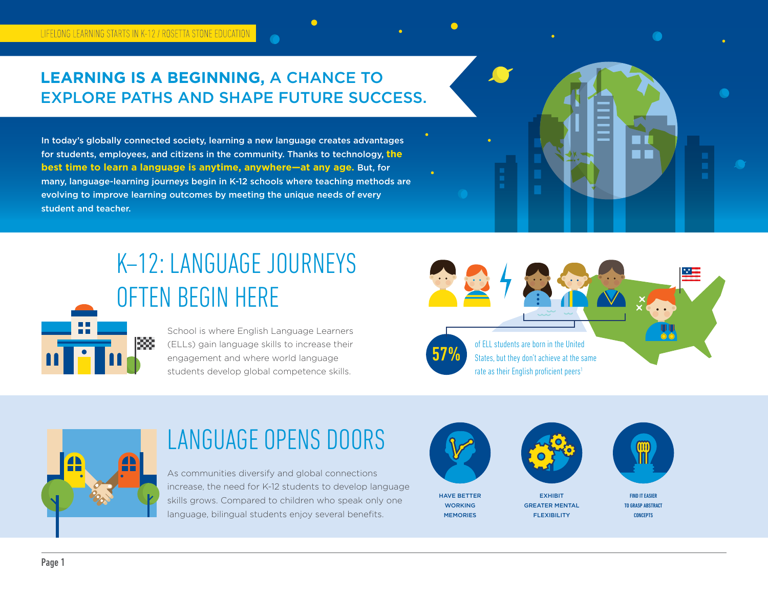## LEARNING IS A BEGINNING, A CHANCE TO EXPLORE PATHS AND SHAPE FUTURE SUCCESS.

In today's globally connected society, learning a new language creates advantages for students, employees, and citizens in the community. Thanks to technology, **the best time to learn a language is anytime, anywhere—at any age.** But, for many, language-learning journeys begin in K-12 schools where teaching methods are evolving to improve learning outcomes by meeting the unique needs of every student and teacher.

## K–12: LANGUAGE JOURNEYS OFTEN BEGIN HERE

School is where English Language Learners (ELLs) gain language skills to increase their engagement and where world language students develop global competence skills.

**57%** of ELL students are born in the United States, but they don't achieve at the same rate as their English proficient peers[1]

## LANGUAGE OPENS DOORS

As communities diversify and global connections increase, the need for K-12 students to develop language skills grows. Compared to children who speak only one language, bilingual students enjoy several benefits.

- HAVE BETTER WORKING MEMORIES
- EXHIBIT GREATER MENTAL FLEXIBILITY
- FIND IT EASIER TO GRASP ABSTRACT CONCEPTS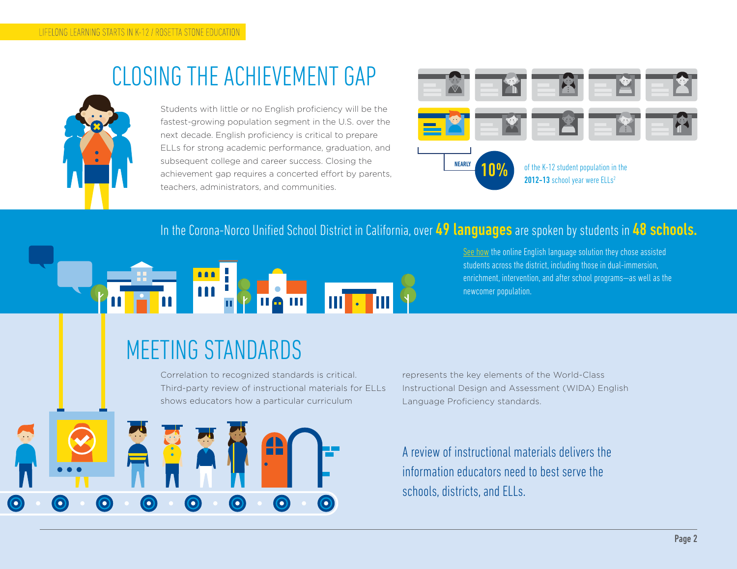# CLOSING THE ACHIEVEMENT GAP

Students with little or no English proficiency will be the fastest-growing population segment in the U.S. over the next decade. English proficiency is critical to prepare ELLs for strong academic performance, graduation, and subsequent college and career success. Closing the achievement gap requires a concerted effort by parents, teachers, administrators, and communities.

NEARLY **10%** of the K-12 student population in the **2012-13** school year were ELLs[2]

In the Corona-Norco Unified School District in California, over **49 languages** are spoken by students in **48 schools.**

See how the online English language solution they chose assisted students across the district, including those in dual-immersion, enrichment, intervention, and after school programs—as well as the newcomer population.

# MEETING STANDARDS

Correlation to recognized standards is critical. Third-party review of instructional materials for ELLs shows educators how a particular curriculum represents the key elements of the World-Class Instructional Design and Assessment (WIDA) English Language Proficiency standards.

A review of instructional materials delivers the information educators need to best serve the schools, districts, and ELLs.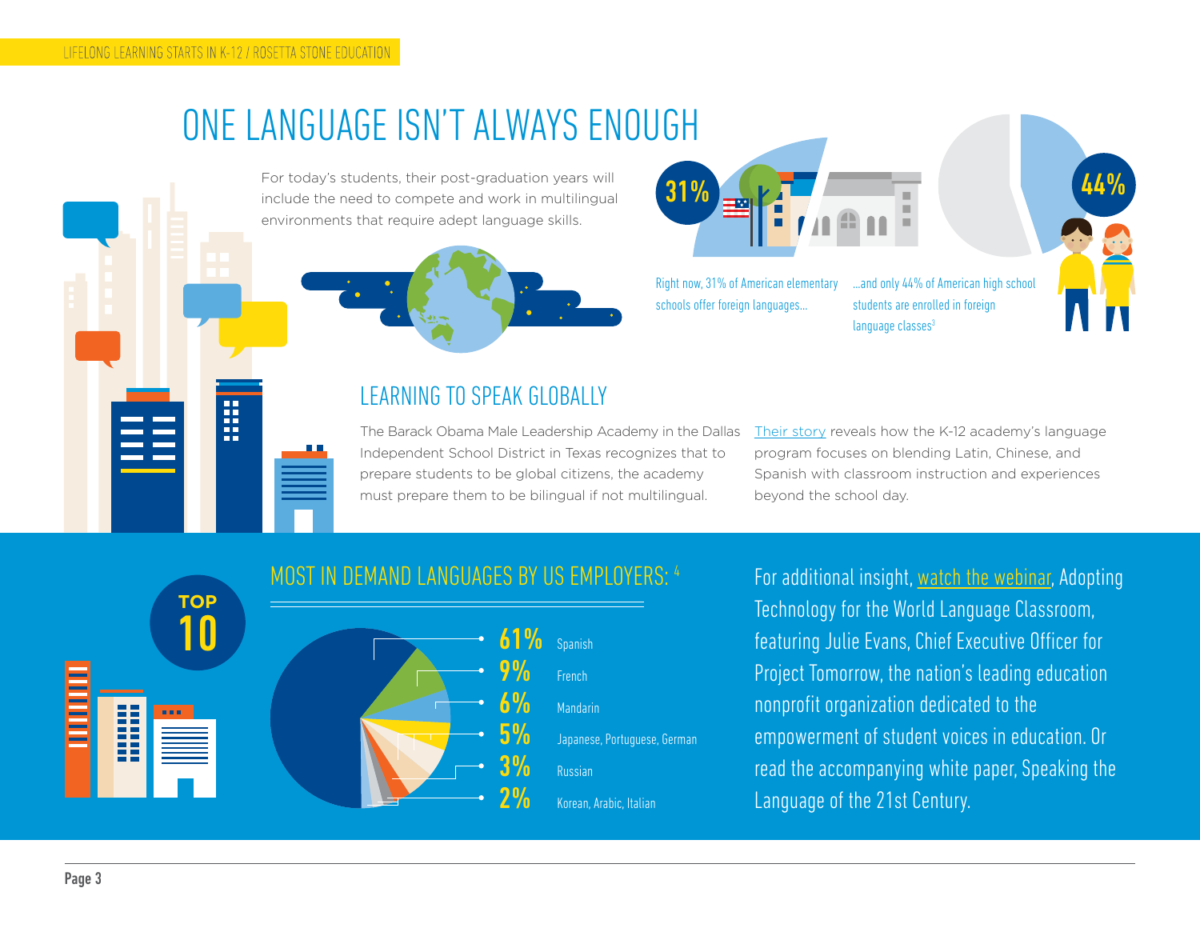# ONE LANGUAGE ISN'T ALWAYS ENOUGH

For today's students, their post-graduation years will include the need to compete and work in multilingual environments that require adept language skills.

**31%**

Right now, 31% of American elementary schools offer foreign languages...

**44%**

...and only 44% of American high school students are enrolled in foreign language classes[3]

## LEARNING TO SPEAK GLOBALLY

The Barack Obama Male Leadership Academy in the Dallas Independent School District in Texas recognizes that to prepare students to be global citizens, the academy must prepare them to be bilingual if not multilingual.

Their story reveals how the K-12 academy's language program focuses on blending Latin, Chinese, and Spanish with classroom instruction and experiences beyond the school day.

## MOST IN DEMAND LANGUAGES BY US EMPLOYERS: [4]

**TOP 10**

| % | Language |
|---|---|
| 61% | Spanish |
| 9% | French |
| 6% | Mandarin |
| 5% | Japanese, Portuguese, German |
| 3% | Russian |
| 2% | Korean, Arabic, Italian |

For additional insight, watch the webinar, Adopting Technology for the World Language Classroom, featuring Julie Evans, Chief Executive Officer for Project Tomorrow, the nation's leading education nonprofit organization dedicated to the empowerment of student voices in education. Or read the accompanying white paper, Speaking the Language of the 21st Century.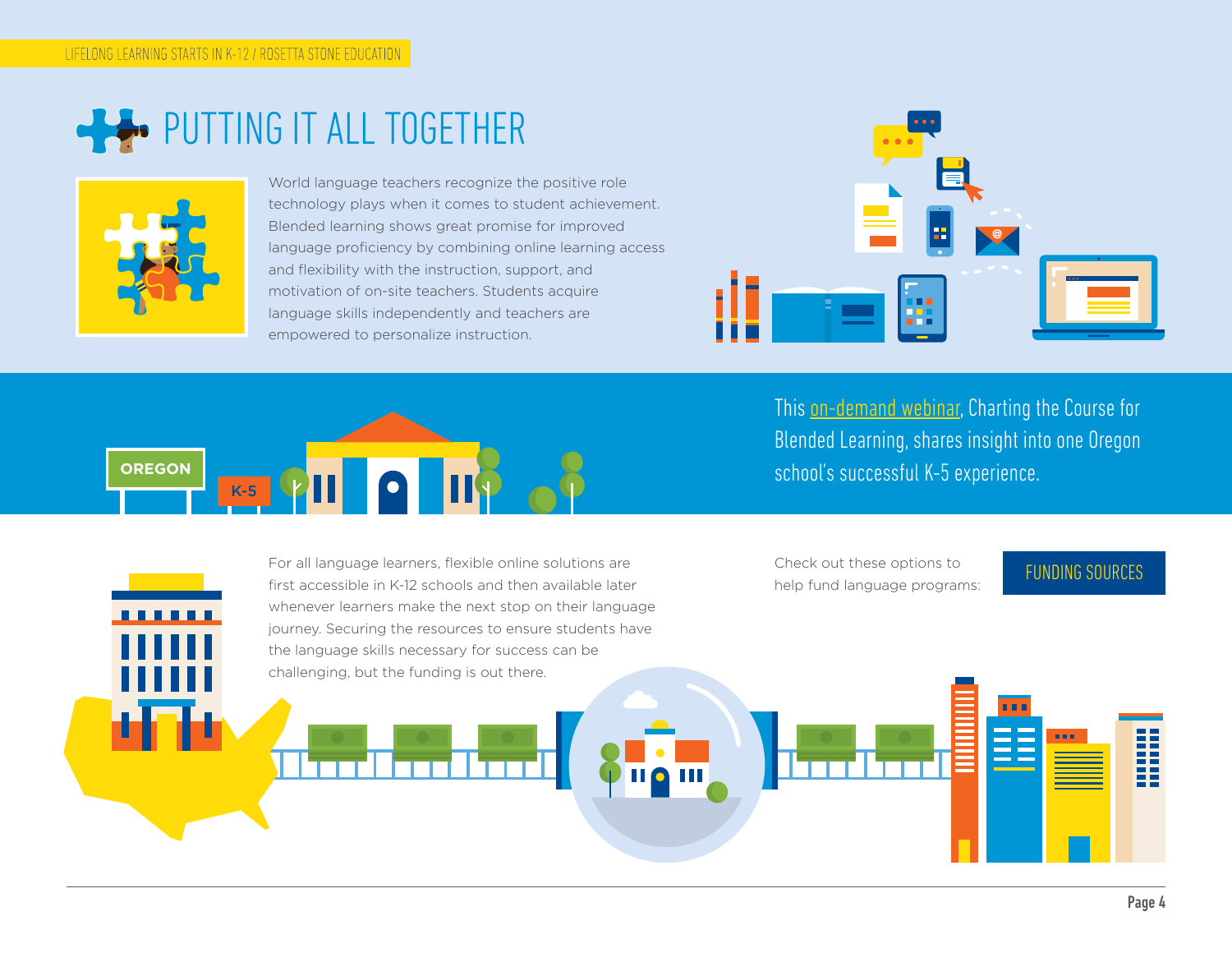# PUTTING IT ALL TOGETHER

World language teachers recognize the positive role technology plays when it comes to student achievement. Blended learning shows great promise for improved language proficiency by combining online learning access and flexibility with the instruction, support, and motivation of on-site teachers. Students acquire language skills independently and teachers are empowered to personalize instruction.

This on-demand webinar, Charting the Course for Blended Learning, shares insight into one Oregon school's successful K-5 experience.

For all language learners, flexible online solutions are first accessible in K-12 schools and then available later whenever learners make the next stop on their language journey. Securing the resources to ensure students have the language skills necessary for success can be challenging, but the funding is out there.

Check out these options to help fund language programs:

FUNDING SOURCES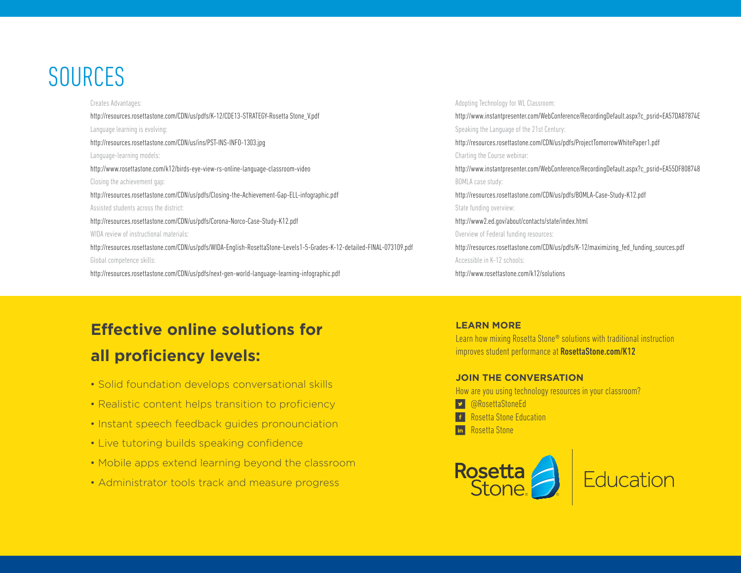# SOURCES

Creates Advantages:

http://resources.rosettastone.com/CDN/us/pdfs/K-12/CDE13-STRATEGY-Rosetta Stone_V.pdf

Language learning is evolving:

http://resources.rosettastone.com/CDN/us/ins/PST-INS-INFO-1303.jpg

Language-learning models:

http://www.rosettastone.com/k12/birds-eye-view-rs-online-language-classroom-video

Closing the achievement gap:

http://resources.rosettastone.com/CDN/us/pdfs/Closing-the-Achievement-Gap-ELL-infographic.pdf

Assisted students across the district:

http://resources.rosettastone.com/CDN/us/pdfs/Corona-Norco-Case-Study-K12.pdf

WIDA review of instructional materials:

http://resources.rosettastone.com/CDN/us/pdfs/WIDA-English-RosettaStone-Levels1-5-Grades-K-12-detailed-FINAL-073109.pdf

Global competence skills:

http://resources.rosettastone.com/CDN/us/pdfs/next-gen-world-language-learning-infographic.pdf

Adopting Technology for WL Classroom:

http://www.instantpresenter.com/WebConference/RecordingDefault.aspx?c_psrid=EA57DA87874E

Speaking the Language of the 21st Century:

http://resources.rosettastone.com/CDN/us/pdfs/ProjectTomorrowWhitePaper1.pdf

Charting the Course webinar:

http://www.instantpresenter.com/WebConference/RecordingDefault.aspx?c_psrid=EA55DF808748

BOMLA case study:

http://resources.rosettastone.com/CDN/us/pdfs/BOMLA-Case-Study-K12.pdf

State funding overview:

http://www2.ed.gov/about/contacts/state/index.html

Overview of Federal funding resources:

http://resources.rosettastone.com/CDN/us/pdfs/K-12/maximizing_fed_funding_sources.pdf

Accessible in K-12 schools:

http://www.rosettastone.com/k12/solutions

## Effective online solutions for all proficiency levels:

- Solid foundation develops conversational skills
- Realistic content helps transition to proficiency
- Instant speech feedback guides pronounciation
- Live tutoring builds speaking confidence
- Mobile apps extend learning beyond the classroom
- Administrator tools track and measure progress

### LEARN MORE

Learn how mixing Rosetta Stone® solutions with traditional instruction improves student performance at **RosettaStone.com/K12**

### JOIN THE CONVERSATION

How are you using technology resources in your classroom?

- @RosettaStoneEd
- Rosetta Stone Education
- Rosetta Stone

Rosetta Stone® | Education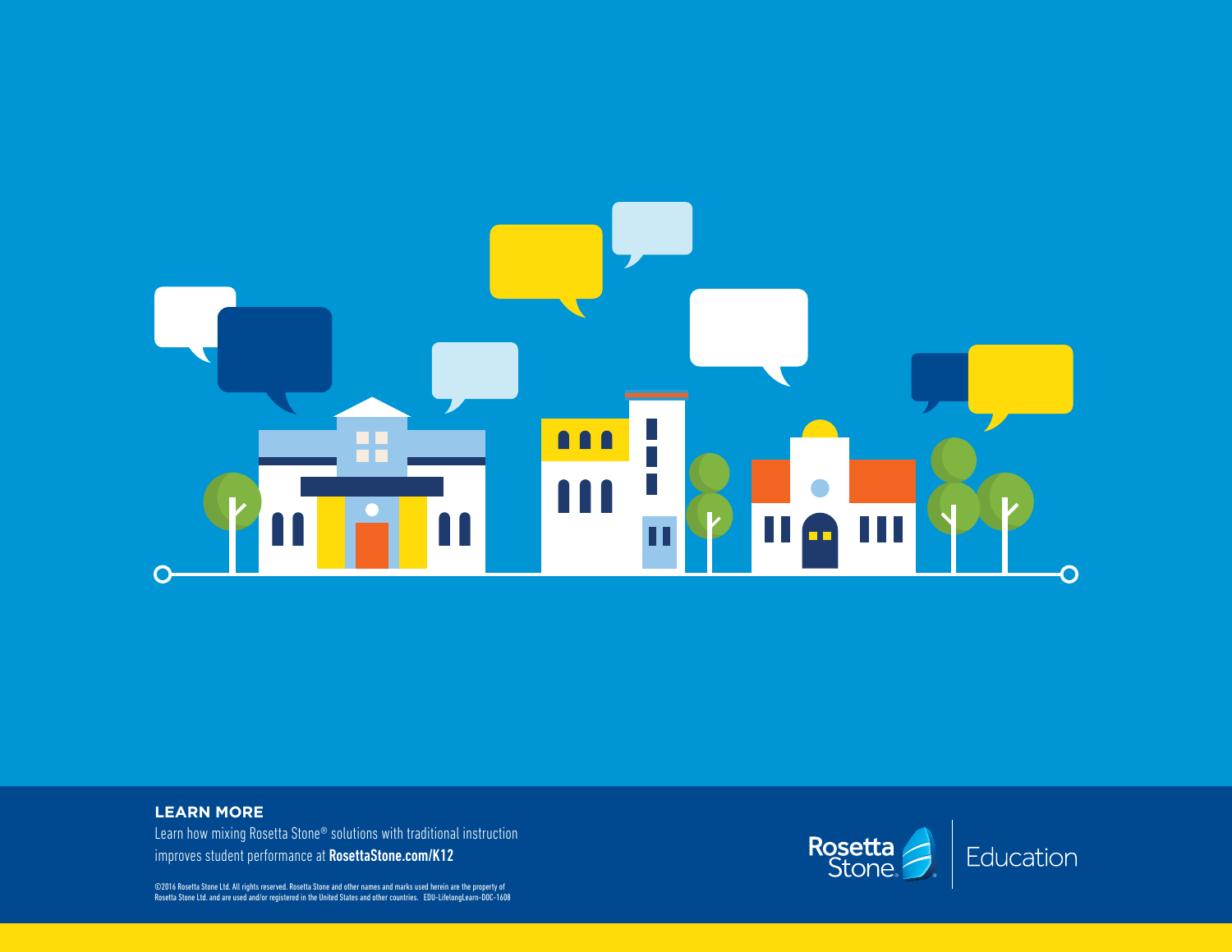**LEARN MORE**

Learn how mixing Rosetta Stone® solutions with traditional instruction improves student performance at **RosettaStone.com/K12**

©2016 Rosetta Stone Ltd. All rights reserved. Rosetta Stone and other names and marks used herein are the property of Rosetta Stone Ltd. and are used and/or registered in the United States and other countries. EDU-LifelongLearn-DOC-1608

Rosetta Stone | Education